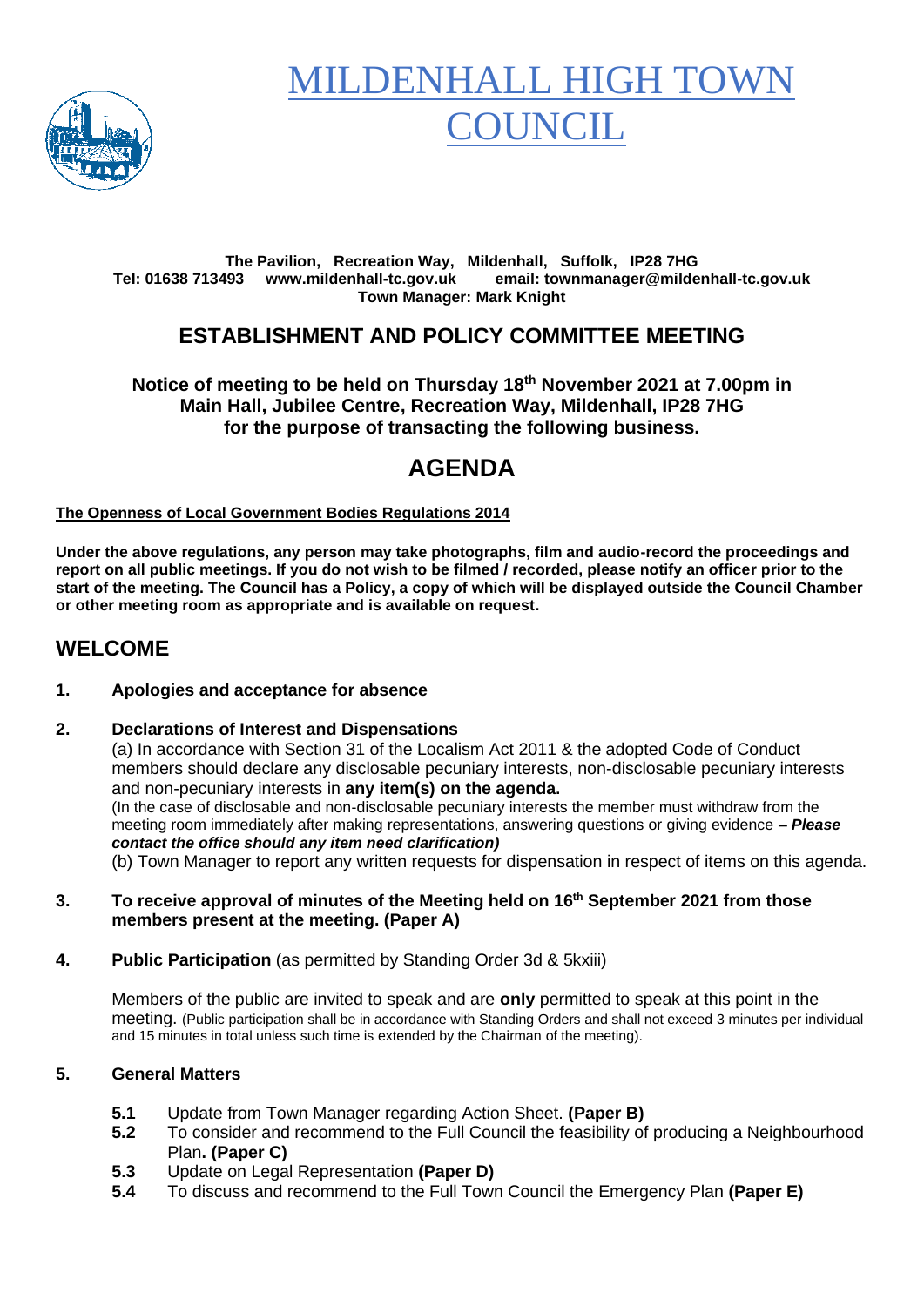# MILDENHALL HIGH TOWN COUNCIL

**The Pavilion, Recreation Way, Mildenhall, Suffolk, IP28 7HG**
**Tel: 01638 713493 www.mildenhall-tc.gov.uk email: townmanager@mildenhall-tc.gov.uk**
**Town Manager: Mark Knight**

## ESTABLISHMENT AND POLICY COMMITTEE MEETING

**Notice of meeting to be held on Thursday 18th November 2021 at 7.00pm in Main Hall, Jubilee Centre, Recreation Way, Mildenhall, IP28 7HG for the purpose of transacting the following business.**

# AGENDA

**The Openness of Local Government Bodies Regulations 2014**

**Under the above regulations, any person may take photographs, film and audio-record the proceedings and report on all public meetings. If you do not wish to be filmed / recorded, please notify an officer prior to the start of the meeting. The Council has a Policy, a copy of which will be displayed outside the Council Chamber or other meeting room as appropriate and is available on request.**

## WELCOME

**1. Apologies and acceptance for absence**

**2. Declarations of Interest and Dispensations**

(a) In accordance with Section 31 of the Localism Act 2011 & the adopted Code of Conduct members should declare any disclosable pecuniary interests, non-disclosable pecuniary interests and non-pecuniary interests in **any item(s) on the agenda.**

(In the case of disclosable and non-disclosable pecuniary interests the member must withdraw from the meeting room immediately after making representations, answering questions or giving evidence ***– Please contact the office should any item need clarification)***

(b) Town Manager to report any written requests for dispensation in respect of items on this agenda.

**3. To receive approval of minutes of the Meeting held on 16th September 2021 from those members present at the meeting. (Paper A)**

**4. Public Participation** (as permitted by Standing Order 3d & 5kxiii)

Members of the public are invited to speak and are **only** permitted to speak at this point in the meeting. (Public participation shall be in accordance with Standing Orders and shall not exceed 3 minutes per individual and 15 minutes in total unless such time is extended by the Chairman of the meeting).

**5. General Matters**

**5.1** Update from Town Manager regarding Action Sheet. **(Paper B)**

**5.2** To consider and recommend to the Full Council the feasibility of producing a Neighbourhood Plan**. (Paper C)**

**5.3** Update on Legal Representation **(Paper D)**

**5.4** To discuss and recommend to the Full Town Council the Emergency Plan **(Paper E)**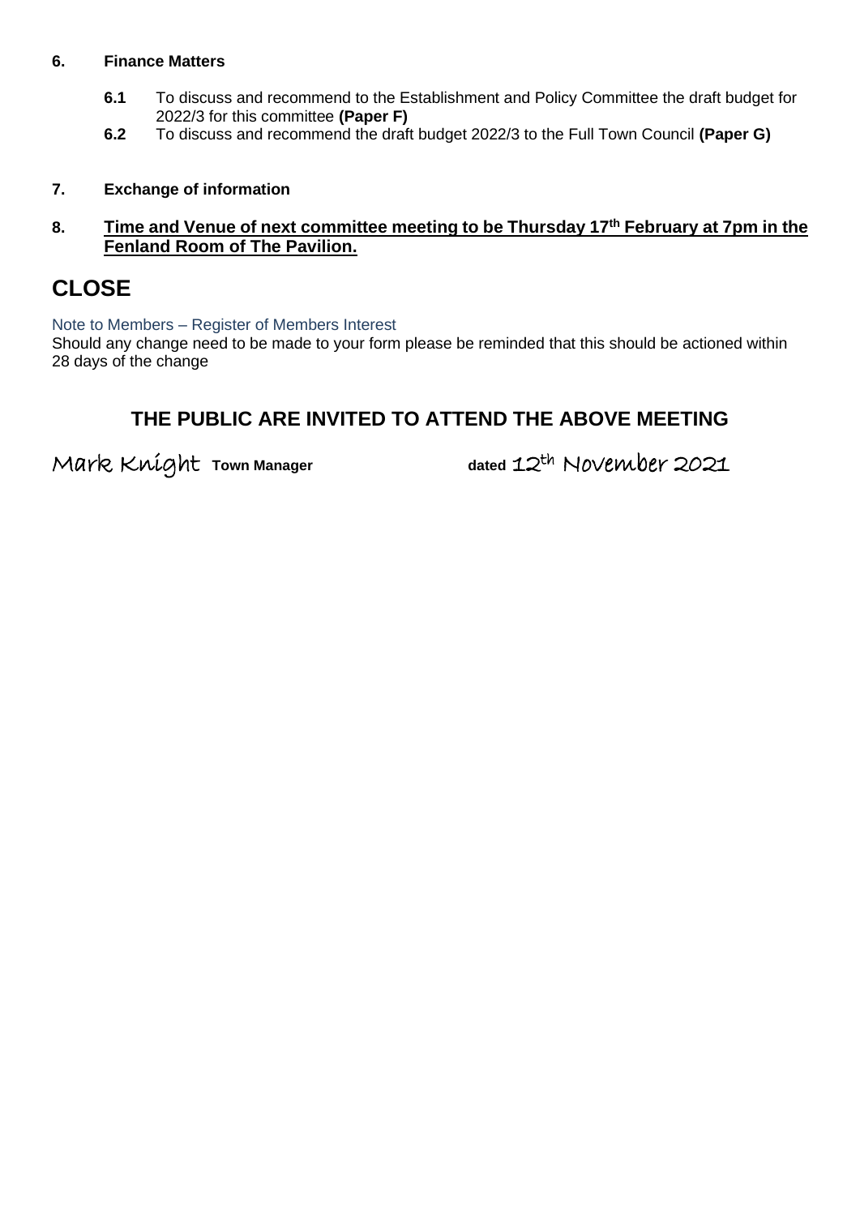**6. Finance Matters**

- **6.1** To discuss and recommend to the Establishment and Policy Committee the draft budget for 2022/3 for this committee **(Paper F)**
- **6.2** To discuss and recommend the draft budget 2022/3 to the Full Town Council **(Paper G)**

**7. Exchange of information**

**8. Time and Venue of next committee meeting to be Thursday 17th February at 7pm in the Fenland Room of The Pavilion.**

# CLOSE

Note to Members – Register of Members Interest

Should any change need to be made to your form please be reminded that this should be actioned within 28 days of the change

## THE PUBLIC ARE INVITED TO ATTEND THE ABOVE MEETING

Mark Knight **Town Manager** **dated** 12th November 2021